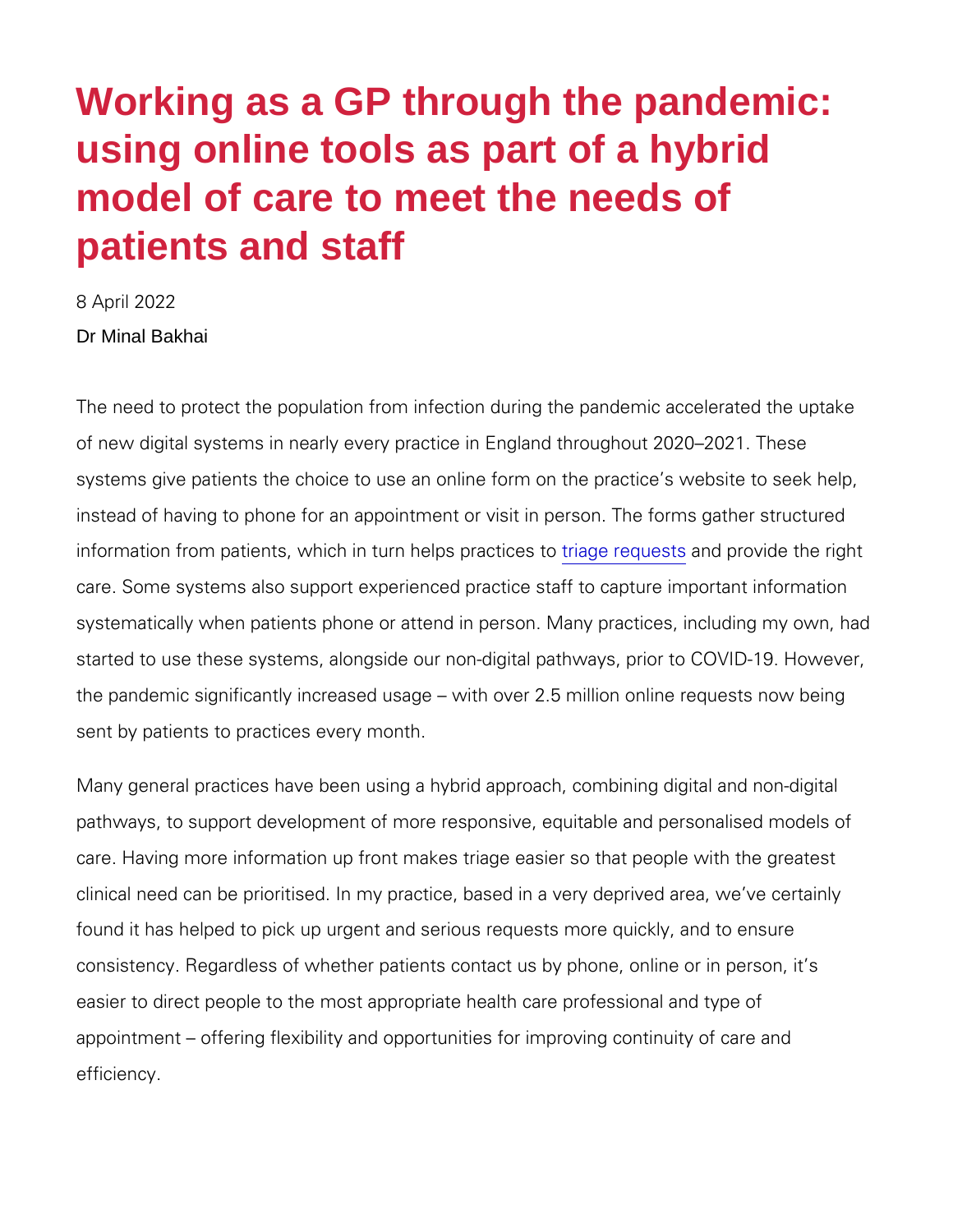# Working as a GP through the pandemic: using online tools as part of a hybrid model of care to meet the needs of patients and staff

8 April 2022

Dr Minal Bakhai

The need to protect the population from infection during the pandemic accelerated the uptake of new digital systems in nearly every practice in England throughout 2020–2021. These systems give patients the choice to use an online form on the practice's website to seek help, instead of having to phone for an appointment or visit in person. The forms gather structured information from patients, which in turn helps practices to triage requests and provide the right care. Some systems also support experienced practice staff to capture important information systematically when patients phone or attend in person. Many practices, including my own, had started to use these systems, alongside our non-digital pathways, prior to COVID-19. However, the pandemic significantly increased usage – with over 2.5 million online requests now being sent by patients to practices every month.

Many general practices have been using a hybrid approach, combining digital and non-digital pathways, to support development of more responsive, equitable and personalised models of care. Having more information up front makes triage easier so that people with the greatest clinical need can be prioritised. In my practice, based in a very deprived area, we've certainly found it has helped to pick up urgent and serious requests more quickly, and to ensure consistency. Regardless of whether patients contact us by phone, online or in person, it's easier to direct people to the most appropriate health care professional and type of appointment – offering flexibility and opportunities for improving continuity of care and efficiency.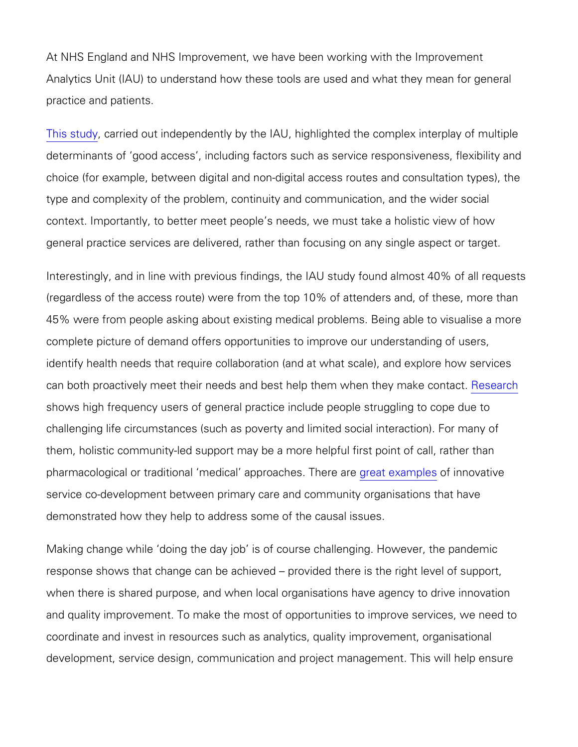At NHS England and NHS Improvement, we have been working with the Improvement Analytics Unit (IAU) to understand how these tools are used and what they mean for general practice and patients.

This study, carried out independently by the IAU, highlighted the complex interplay of multiple determinants of 'good access', including factors such as service responsiveness, flexibility and choice (for example, between digital and non-digital access routes and consultation types), the type and complexity of the problem, continuity and communication, and the wider social context. Importantly, to better meet people's needs, we must take a holistic view of how general practice services are delivered, rather than focusing on any single aspect or target.

Interestingly, and in line with previous findings, the IAU study found almost 40% of all requests (regardless of the access route) were from the top 10% of attenders and, of these, more than 45% were from people asking about existing medical problems. Being able to visualise a more complete picture of demand offers opportunities to improve our understanding of users, identify health needs that require collaboration (and at what scale), and explore how services can both proactively meet their needs and best help them when they make contact. Research shows high frequency users of general practice include people struggling to cope due to challenging life circumstances (such as poverty and limited social interaction). For many of them, holistic community-led support may be a more helpful first point of call, rather than pharmacological or traditional 'medical' approaches. There are great examples of innovative service co-development between primary care and community organisations that have demonstrated how they help to address some of the causal issues.

Making change while 'doing the day job' is of course challenging. However, the pandemic response shows that change can be achieved – provided there is the right level of support, when there is shared purpose, and when local organisations have agency to drive innovation and quality improvement. To make the most of opportunities to improve services, we need to coordinate and invest in resources such as analytics, quality improvement, organisational development, service design, communication and project management. This will help ensure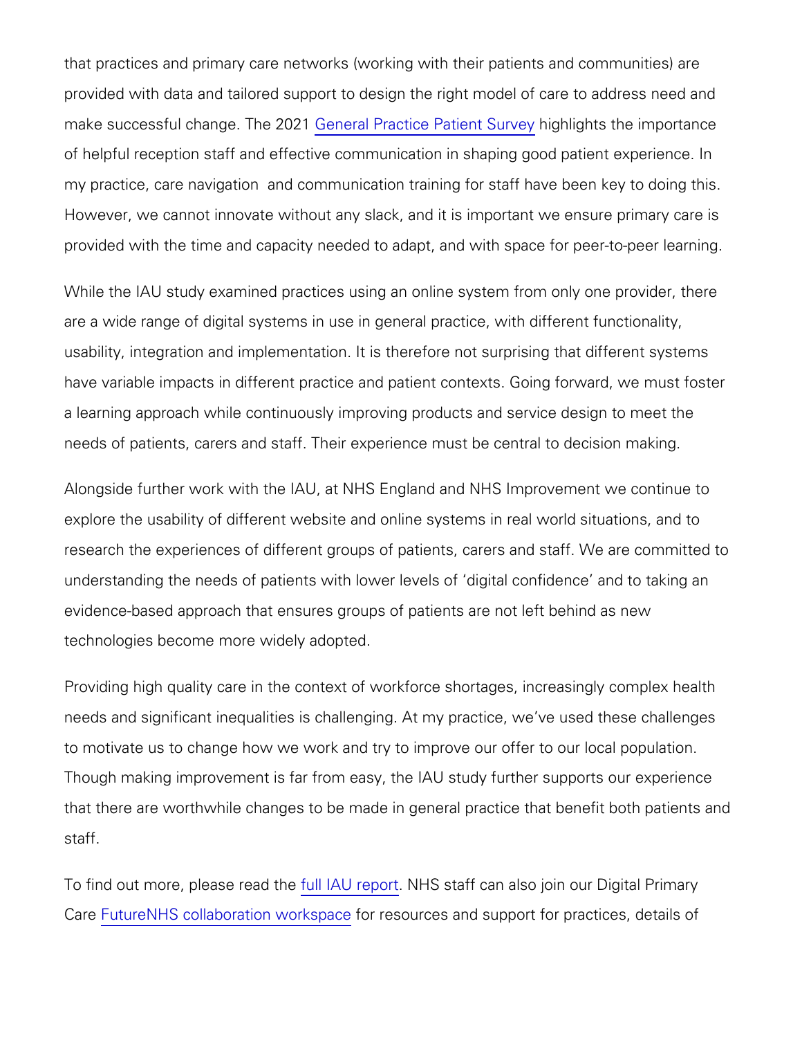that practices and primary care networks (working with their patients and communities) are provided with data and tailored support to design the right model of care to address need and make successful change. The 2021 General Practice Patient Survey highlights the importance of helpful reception staff and effective communication in shaping good patient experience. In my practice, care navigation  and communication training for staff have been key to doing this. However, we cannot innovate without any slack, and it is important we ensure primary care is provided with the time and capacity needed to adapt, and with space for peer-to-peer learning.

While the IAU study examined practices using an online system from only one provider, there are a wide range of digital systems in use in general practice, with different functionality, usability, integration and implementation. It is therefore not surprising that different systems have variable impacts in different practice and patient contexts. Going forward, we must foster a learning approach while continuously improving products and service design to meet the needs of patients, carers and staff. Their experience must be central to decision making.

Alongside further work with the IAU, at NHS England and NHS Improvement we continue to explore the usability of different website and online systems in real world situations, and to research the experiences of different groups of patients, carers and staff. We are committed to understanding the needs of patients with lower levels of 'digital confidence' and to taking an evidence-based approach that ensures groups of patients are not left behind as new technologies become more widely adopted.

Providing high quality care in the context of workforce shortages, increasingly complex health needs and significant inequalities is challenging. At my practice, we've used these challenges to motivate us to change how we work and try to improve our offer to our local population. Though making improvement is far from easy, the IAU study further supports our experience that there are worthwhile changes to be made in general practice that benefit both patients and staff.

To find out more, please read the full IAU report. NHS staff can also join our Digital Primary Care FutureNHS collaboration workspace for resources and support for practices, details of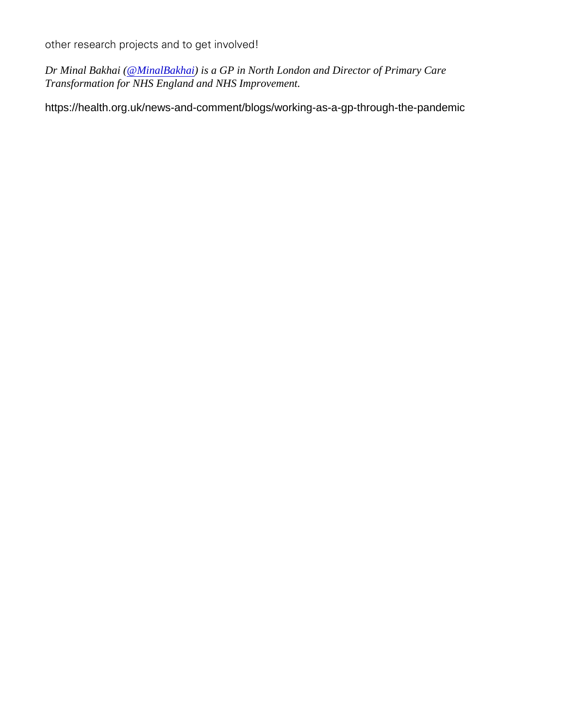other research projects and to get involved!

*Dr Minal Bakhai (@MinalBakhai) is a GP in North London and Director of Primary Care Transformation for NHS England and NHS Improvement.*

https://health.org.uk/news-and-comment/blogs/working-as-a-gp-through-the-pandemic